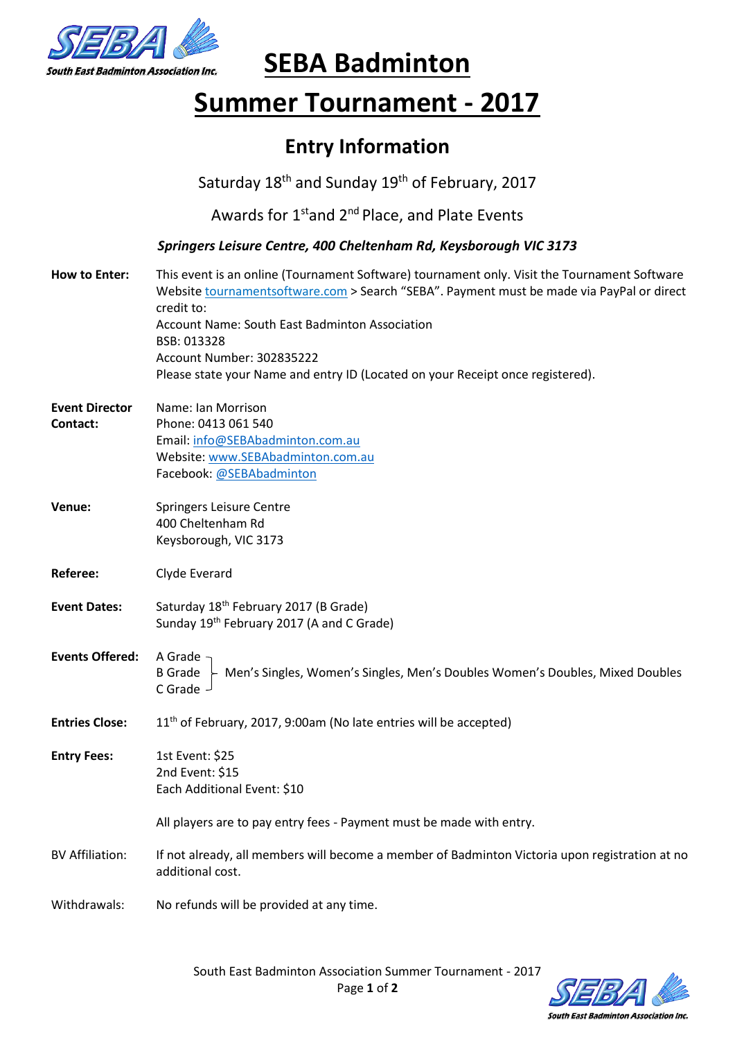# SEBA Badminton

# Summer Tournament - 2017

## Entry Information

Saturday 18th and Sunday 19th of February, 2017

Awards for 1st and 2nd Place, and Plate Events

***Springers Leisure Centre, 400 Cheltenham Rd, Keysborough VIC 3173***

**How to Enter:** This event is an online (Tournament Software) tournament only. Visit the Tournament Software Website tournamentsoftware.com > Search "SEBA". Payment must be made via PayPal or direct credit to:
Account Name: South East Badminton Association
BSB: 013328
Account Number: 302835222
Please state your Name and entry ID (Located on your Receipt once registered).

**Event Director Contact:** Name: Ian Morrison
Phone: 0413 061 540
Email: info@SEBAbadminton.com.au
Website: www.SEBAbadminton.com.au
Facebook: @SEBAbadminton

**Venue:** Springers Leisure Centre
400 Cheltenham Rd
Keysborough, VIC 3173

**Referee:** Clyde Everard

**Event Dates:** Saturday 18th February 2017 (B Grade)
Sunday 19th February 2017 (A and C Grade)

**Events Offered:** A Grade, B Grade, C Grade – Men's Singles, Women's Singles, Men's Doubles Women's Doubles, Mixed Doubles

**Entries Close:** 11th of February, 2017, 9:00am (No late entries will be accepted)

**Entry Fees:** 1st Event: $25
2nd Event: $15
Each Additional Event: $10

All players are to pay entry fees - Payment must be made with entry.

BV Affiliation: If not already, all members will become a member of Badminton Victoria upon registration at no additional cost.

Withdrawals: No refunds will be provided at any time.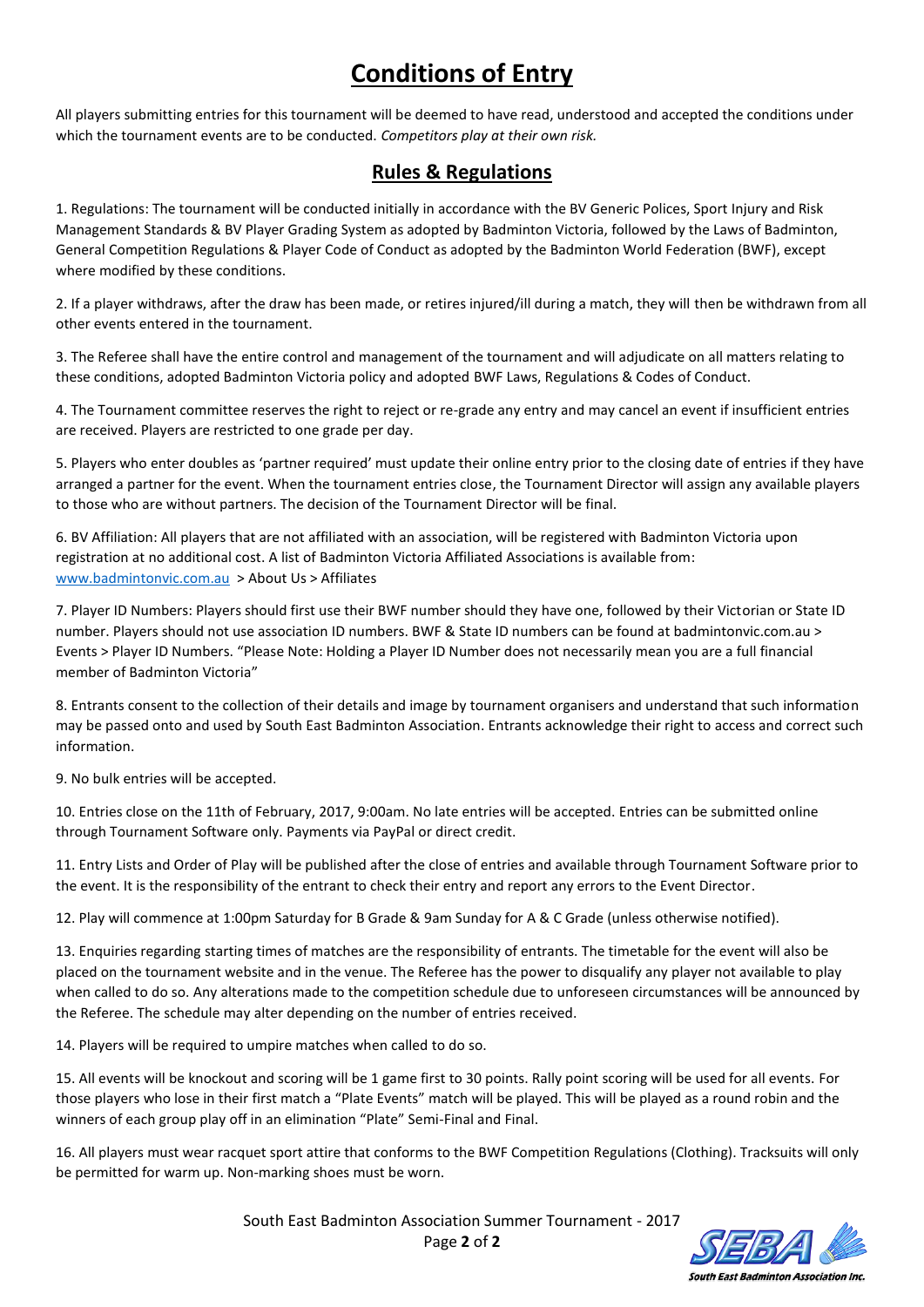# Conditions of Entry

All players submitting entries for this tournament will be deemed to have read, understood and accepted the conditions under which the tournament events are to be conducted. *Competitors play at their own risk.*

## Rules & Regulations

1. Regulations: The tournament will be conducted initially in accordance with the BV Generic Polices, Sport Injury and Risk Management Standards & BV Player Grading System as adopted by Badminton Victoria, followed by the Laws of Badminton, General Competition Regulations & Player Code of Conduct as adopted by the Badminton World Federation (BWF), except where modified by these conditions.

2. If a player withdraws, after the draw has been made, or retires injured/ill during a match, they will then be withdrawn from all other events entered in the tournament.

3. The Referee shall have the entire control and management of the tournament and will adjudicate on all matters relating to these conditions, adopted Badminton Victoria policy and adopted BWF Laws, Regulations & Codes of Conduct.

4. The Tournament committee reserves the right to reject or re-grade any entry and may cancel an event if insufficient entries are received. Players are restricted to one grade per day.

5. Players who enter doubles as 'partner required' must update their online entry prior to the closing date of entries if they have arranged a partner for the event. When the tournament entries close, the Tournament Director will assign any available players to those who are without partners. The decision of the Tournament Director will be final.

6. BV Affiliation: All players that are not affiliated with an association, will be registered with Badminton Victoria upon registration at no additional cost. A list of Badminton Victoria Affiliated Associations is available from: www.badmintonvic.com.au > About Us > Affiliates

7. Player ID Numbers: Players should first use their BWF number should they have one, followed by their Victorian or State ID number. Players should not use association ID numbers. BWF & State ID numbers can be found at badmintonvic.com.au > Events > Player ID Numbers. "Please Note: Holding a Player ID Number does not necessarily mean you are a full financial member of Badminton Victoria"

8. Entrants consent to the collection of their details and image by tournament organisers and understand that such information may be passed onto and used by South East Badminton Association. Entrants acknowledge their right to access and correct such information.

9. No bulk entries will be accepted.

10. Entries close on the 11th of February, 2017, 9:00am. No late entries will be accepted. Entries can be submitted online through Tournament Software only. Payments via PayPal or direct credit.

11. Entry Lists and Order of Play will be published after the close of entries and available through Tournament Software prior to the event. It is the responsibility of the entrant to check their entry and report any errors to the Event Director.

12. Play will commence at 1:00pm Saturday for B Grade & 9am Sunday for A & C Grade (unless otherwise notified).

13. Enquiries regarding starting times of matches are the responsibility of entrants. The timetable for the event will also be placed on the tournament website and in the venue. The Referee has the power to disqualify any player not available to play when called to do so. Any alterations made to the competition schedule due to unforeseen circumstances will be announced by the Referee. The schedule may alter depending on the number of entries received.

14. Players will be required to umpire matches when called to do so.

15. All events will be knockout and scoring will be 1 game first to 30 points. Rally point scoring will be used for all events. For those players who lose in their first match a "Plate Events" match will be played. This will be played as a round robin and the winners of each group play off in an elimination "Plate" Semi-Final and Final.

16. All players must wear racquet sport attire that conforms to the BWF Competition Regulations (Clothing). Tracksuits will only be permitted for warm up. Non-marking shoes must be worn.